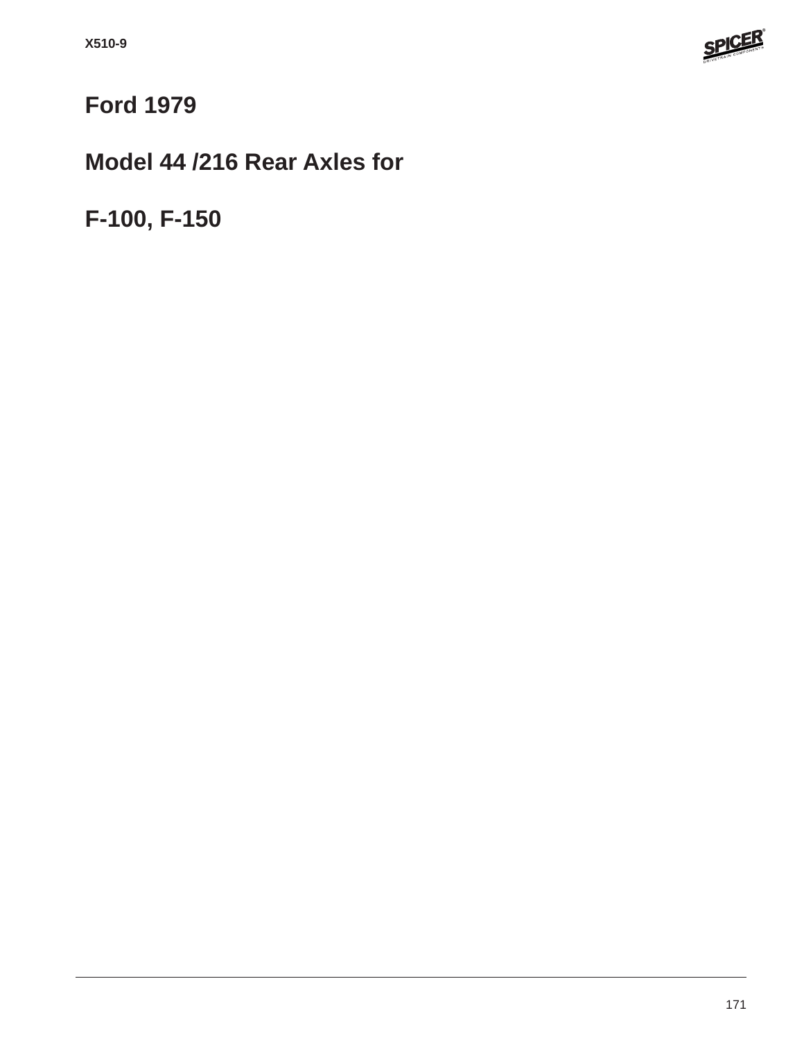# Ford 1979

# Model 44 /216 Rear Axles for

# F-100, F-150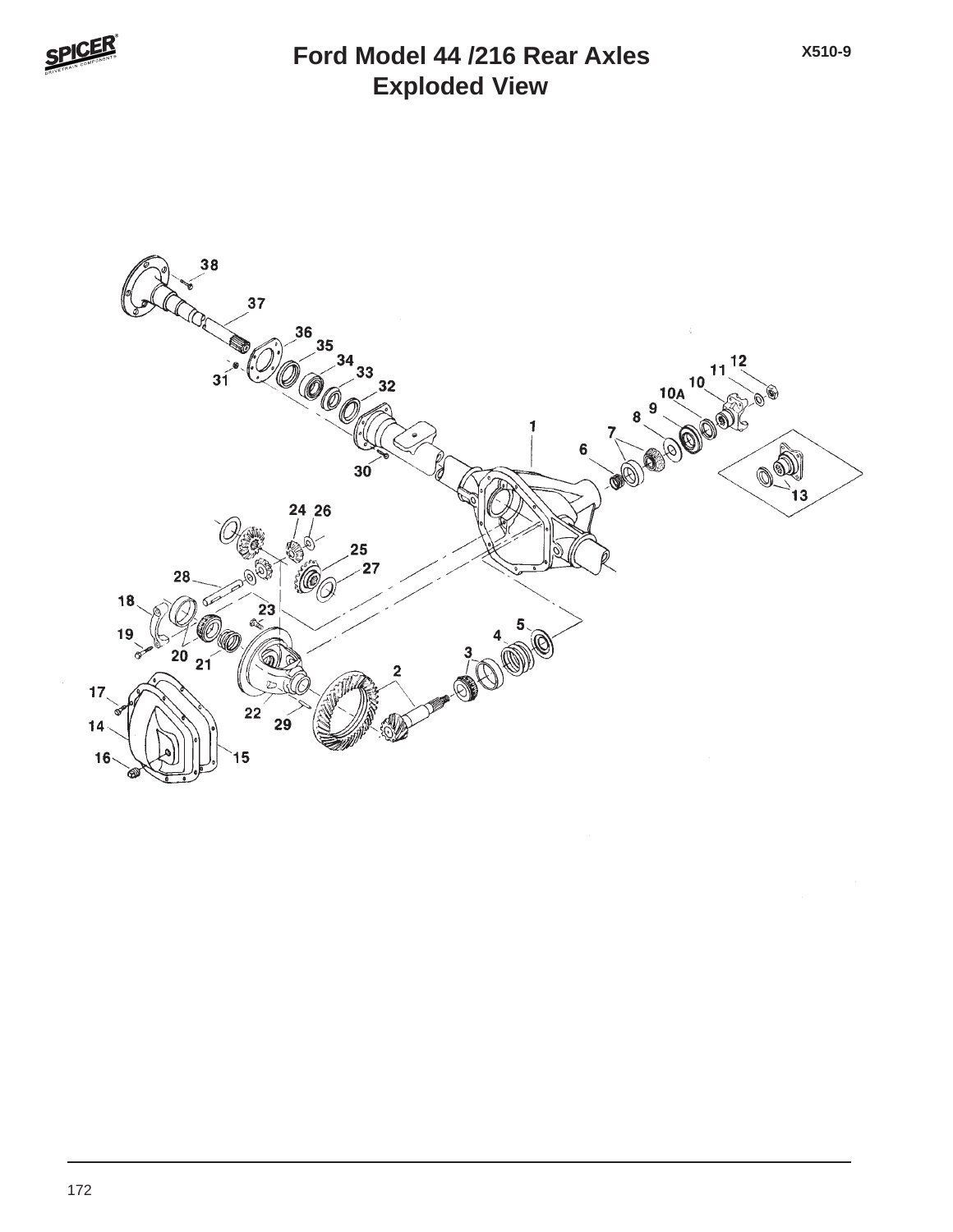# Ford Model 44 /216 Rear Axles
## Exploded View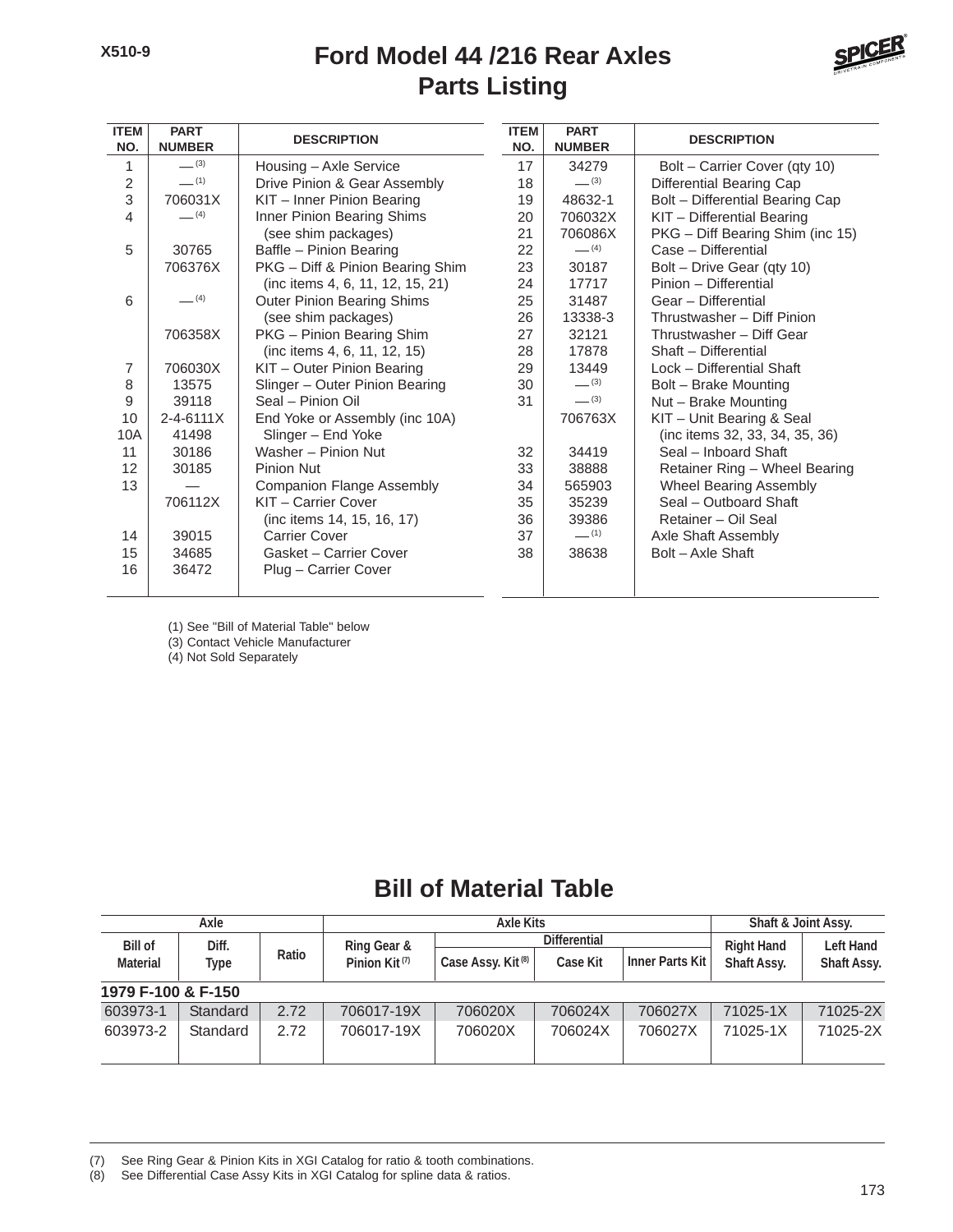# Ford Model 44 /216 Rear Axles
## Parts Listing

| ITEM NO. | PART NUMBER | DESCRIPTION |
|---|---|---|
| 1 | — (3) | Housing – Axle Service |
| 2 | — (1) | Drive Pinion & Gear Assembly |
| 3 | 706031X | KIT – Inner Pinion Bearing |
| 4 | — (4) | Inner Pinion Bearing Shims (see shim packages) |
| 5 | 30765 | Baffle – Pinion Bearing |
| | 706376X | PKG – Diff & Pinion Bearing Shim (inc items 4, 6, 11, 12, 15, 21) |
| 6 | — (4) | Outer Pinion Bearing Shims (see shim packages) |
| | 706358X | PKG – Pinion Bearing Shim (inc items 4, 6, 11, 12, 15) |
| 7 | 706030X | KIT – Outer Pinion Bearing |
| 8 | 13575 | Slinger – Outer Pinion Bearing |
| 9 | 39118 | Seal – Pinion Oil |
| 10 | 2-4-6111X | End Yoke or Assembly (inc 10A) |
| 10A | 41498 | Slinger – End Yoke |
| 11 | 30186 | Washer – Pinion Nut |
| 12 | 30185 | Pinion Nut |
| 13 | — | Companion Flange Assembly |
| | 706112X | KIT – Carrier Cover (inc items 14, 15, 16, 17) |
| 14 | 39015 | Carrier Cover |
| 15 | 34685 | Gasket – Carrier Cover |
| 16 | 36472 | Plug – Carrier Cover |
| 17 | 34279 | Bolt – Carrier Cover (qty 10) |
| 18 | — (3) | Differential Bearing Cap |
| 19 | 48632-1 | Bolt – Differential Bearing Cap |
| 20 | 706032X | KIT – Differential Bearing |
| 21 | 706086X | PKG – Diff Bearing Shim (inc 15) |
| 22 | — (4) | Case – Differential |
| 23 | 30187 | Bolt – Drive Gear (qty 10) |
| 24 | 17717 | Pinion – Differential |
| 25 | 31487 | Gear – Differential |
| 26 | 13338-3 | Thrustwasher – Diff Pinion |
| 27 | 32121 | Thrustwasher – Diff Gear |
| 28 | 17878 | Shaft – Differential |
| 29 | 13449 | Lock – Differential Shaft |
| 30 | — (3) | Bolt – Brake Mounting |
| 31 | — (3) | Nut – Brake Mounting |
| | 706763X | KIT – Unit Bearing & Seal (inc items 32, 33, 34, 35, 36) |
| 32 | 34419 | Seal – Inboard Shaft |
| 33 | 38888 | Retainer Ring – Wheel Bearing |
| 34 | 565903 | Wheel Bearing Assembly |
| 35 | 35239 | Seal – Outboard Shaft |
| 36 | 39386 | Retainer – Oil Seal |
| 37 | — (1) | Axle Shaft Assembly |
| 38 | 38638 | Bolt – Axle Shaft |

(1) See "Bill of Material Table" below
(3) Contact Vehicle Manufacturer
(4) Not Sold Separately

## Bill of Material Table

| Axle | | | Axle Kits | | | | Shaft & Joint Assy. | |
|---|---|---|---|---|---|---|---|---|
| | | | | Differential | | | | |
| Bill of Material | Diff. Type | Ratio | Ring Gear & Pinion Kit (7) | Case Assy. Kit (8) | Case Kit | Inner Parts Kit | Right Hand Shaft Assy. | Left Hand Shaft Assy. |
| **1979 F-100 & F-150** | | | | | | | | |
| 603973-1 | Standard | 2.72 | 706017-19X | 706020X | 706024X | 706027X | 71025-1X | 71025-2X |
| 603973-2 | Standard | 2.72 | 706017-19X | 706020X | 706024X | 706027X | 71025-1X | 71025-2X |

(7) See Ring Gear & Pinion Kits in XGI Catalog for ratio & tooth combinations.
(8) See Differential Case Assy Kits in XGI Catalog for spline data & ratios.